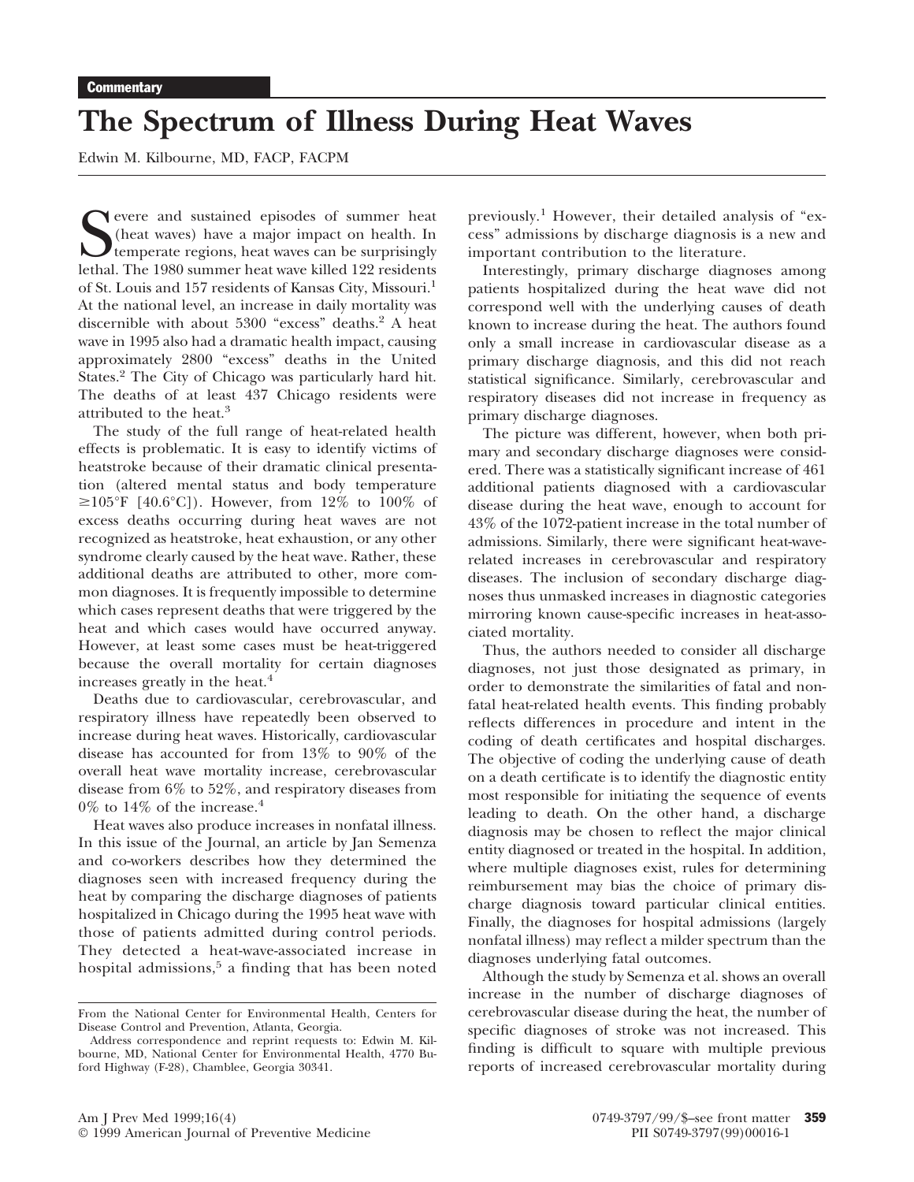**Commentary**

# The Spectrum of Illness During Heat Waves

Edwin M. Kilbourne, MD, FACP, FACPM

Severe and sustained episodes of summer heat (heat waves) have a major impact on health. In temperate regions, heat waves can be surprisingly lethal. The 1980 summer heat wave killed 122 residents of St. Louis and 157 residents of Kansas City, Missouri.[1] At the national level, an increase in daily mortality was discernible with about 5300 "excess" deaths.[2] A heat wave in 1995 also had a dramatic health impact, causing approximately 2800 "excess" deaths in the United States.[2] The City of Chicago was particularly hard hit. The deaths of at least 437 Chicago residents were attributed to the heat.[3]

The study of the full range of heat-related health effects is problematic. It is easy to identify victims of heatstroke because of their dramatic clinical presentation (altered mental status and body temperature ≥105°F [40.6°C]). However, from 12% to 100% of excess deaths occurring during heat waves are not recognized as heatstroke, heat exhaustion, or any other syndrome clearly caused by the heat wave. Rather, these additional deaths are attributed to other, more common diagnoses. It is frequently impossible to determine which cases represent deaths that were triggered by the heat and which cases would have occurred anyway. However, at least some cases must be heat-triggered because the overall mortality for certain diagnoses increases greatly in the heat.[4]

Deaths due to cardiovascular, cerebrovascular, and respiratory illness have repeatedly been observed to increase during heat waves. Historically, cardiovascular disease has accounted for from 13% to 90% of the overall heat wave mortality increase, cerebrovascular disease from 6% to 52%, and respiratory diseases from 0% to 14% of the increase.[4]

Heat waves also produce increases in nonfatal illness. In this issue of the Journal, an article by Jan Semenza and co-workers describes how they determined the diagnoses seen with increased frequency during the heat by comparing the discharge diagnoses of patients hospitalized in Chicago during the 1995 heat wave with those of patients admitted during control periods. They detected a heat-wave-associated increase in hospital admissions,[5] a finding that has been noted previously.[1] However, their detailed analysis of "excess" admissions by discharge diagnosis is a new and important contribution to the literature.

Interestingly, primary discharge diagnoses among patients hospitalized during the heat wave did not correspond well with the underlying causes of death known to increase during the heat. The authors found only a small increase in cardiovascular disease as a primary discharge diagnosis, and this did not reach statistical significance. Similarly, cerebrovascular and respiratory diseases did not increase in frequency as primary discharge diagnoses.

The picture was different, however, when both primary and secondary discharge diagnoses were considered. There was a statistically significant increase of 461 additional patients diagnosed with a cardiovascular disease during the heat wave, enough to account for 43% of the 1072-patient increase in the total number of admissions. Similarly, there were significant heat-wave-related increases in cerebrovascular and respiratory diseases. The inclusion of secondary discharge diagnoses thus unmasked increases in diagnostic categories mirroring known cause-specific increases in heat-associated mortality.

Thus, the authors needed to consider all discharge diagnoses, not just those designated as primary, in order to demonstrate the similarities of fatal and nonfatal heat-related health events. This finding probably reflects differences in procedure and intent in the coding of death certificates and hospital discharges. The objective of coding the underlying cause of death on a death certificate is to identify the diagnostic entity most responsible for initiating the sequence of events leading to death. On the other hand, a discharge diagnosis may be chosen to reflect the major clinical entity diagnosed or treated in the hospital. In addition, where multiple diagnoses exist, rules for determining reimbursement may bias the choice of primary discharge diagnosis toward particular clinical entities. Finally, the diagnoses for hospital admissions (largely nonfatal illness) may reflect a milder spectrum than the diagnoses underlying fatal outcomes.

Although the study by Semenza et al. shows an overall increase in the number of discharge diagnoses of cerebrovascular disease during the heat, the number of specific diagnoses of stroke was not increased. This finding is difficult to square with multiple previous reports of increased cerebrovascular mortality during

From the National Center for Environmental Health, Centers for Disease Control and Prevention, Atlanta, Georgia.

Address correspondence and reprint requests to: Edwin M. Kilbourne, MD, National Center for Environmental Health, 4770 Buford Highway (F-28), Chamblee, Georgia 30341.

0749-3797/99/$–see front matter
PII S0749-3797(99)00016-1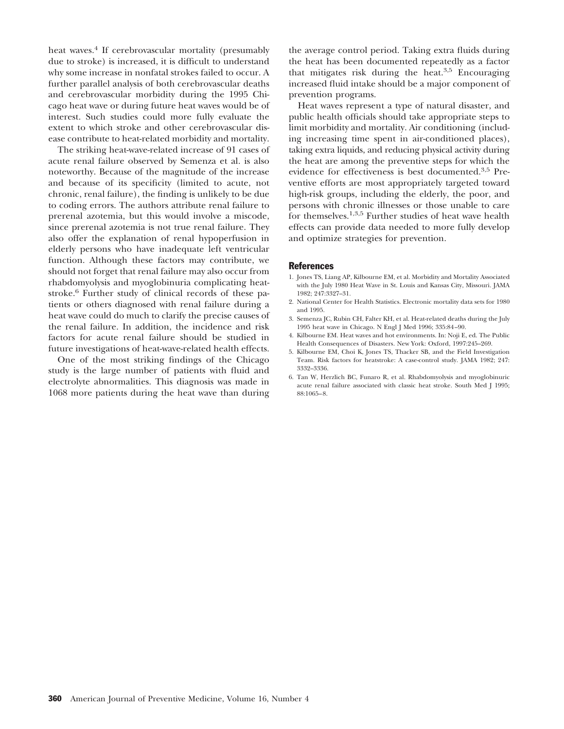heat waves.[4] If cerebrovascular mortality (presumably due to stroke) is increased, it is difficult to understand why some increase in nonfatal strokes failed to occur. A further parallel analysis of both cerebrovascular deaths and cerebrovascular morbidity during the 1995 Chicago heat wave or during future heat waves would be of interest. Such studies could more fully evaluate the extent to which stroke and other cerebrovascular disease contribute to heat-related morbidity and mortality.

The striking heat-wave-related increase of 91 cases of acute renal failure observed by Semenza et al. is also noteworthy. Because of the magnitude of the increase and because of its specificity (limited to acute, not chronic, renal failure), the finding is unlikely to be due to coding errors. The authors attribute renal failure to prerenal azotemia, but this would involve a miscode, since prerenal azotemia is not true renal failure. They also offer the explanation of renal hypoperfusion in elderly persons who have inadequate left ventricular function. Although these factors may contribute, we should not forget that renal failure may also occur from rhabdomyolysis and myoglobinuria complicating heatstroke.[6] Further study of clinical records of these patients or others diagnosed with renal failure during a heat wave could do much to clarify the precise causes of the renal failure. In addition, the incidence and risk factors for acute renal failure should be studied in future investigations of heat-wave-related health effects.

One of the most striking findings of the Chicago study is the large number of patients with fluid and electrolyte abnormalities. This diagnosis was made in 1068 more patients during the heat wave than during the average control period. Taking extra fluids during the heat has been documented repeatedly as a factor that mitigates risk during the heat.[3,5] Encouraging increased fluid intake should be a major component of prevention programs.

Heat waves represent a type of natural disaster, and public health officials should take appropriate steps to limit morbidity and mortality. Air conditioning (including increasing time spent in air-conditioned places), taking extra liquids, and reducing physical activity during the heat are among the preventive steps for which the evidence for effectiveness is best documented.[3,5] Preventive efforts are most appropriately targeted toward high-risk groups, including the elderly, the poor, and persons with chronic illnesses or those unable to care for themselves.[1,3,5] Further studies of heat wave health effects can provide data needed to more fully develop and optimize strategies for prevention.

## References

1. Jones TS, Liang AP, Kilbourne EM, et al. Morbidity and Mortality Associated with the July 1980 Heat Wave in St. Louis and Kansas City, Missouri. JAMA 1982; 247:3327–31.
2. National Center for Health Statistics. Electronic mortality data sets for 1980 and 1995.
3. Semenza JC, Rubin CH, Falter KH, et al. Heat-related deaths during the July 1995 heat wave in Chicago. N Engl J Med 1996; 335:84–90.
4. Kilbourne EM. Heat waves and hot environments. In: Noji E, ed. The Public Health Consequences of Disasters. New York: Oxford, 1997:245–269.
5. Kilbourne EM, Choi K, Jones TS, Thacker SB, and the Field Investigation Team. Risk factors for heatstroke: A case-control study. JAMA 1982; 247: 3332–3336.
6. Tan W, Herzlich BC, Funaro R, et al. Rhabdomyolysis and myoglobinuric acute renal failure associated with classic heat stroke. South Med J 1995; 88:1065–8.